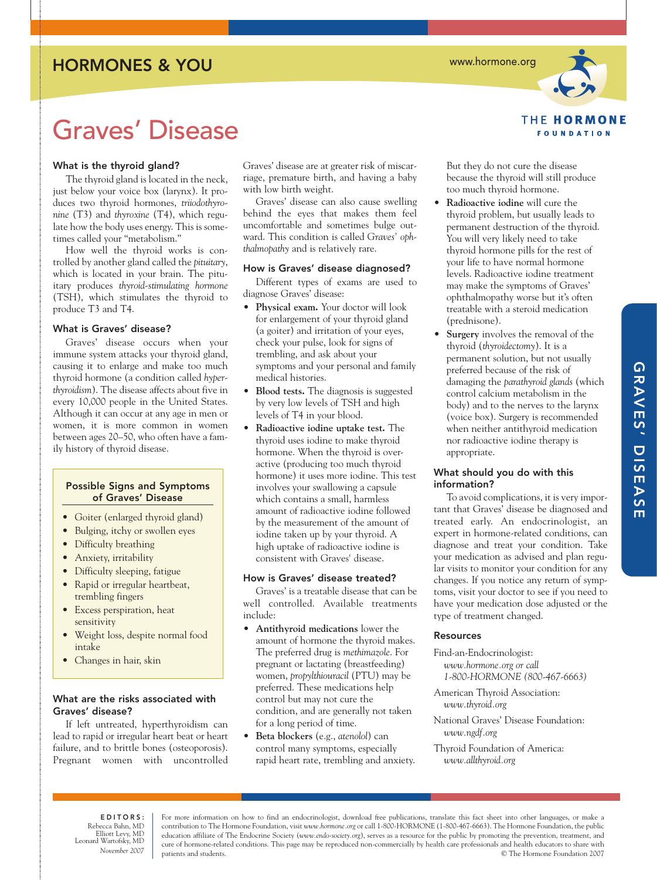HORMONES & YOU

www.hormone.org

THE HORMONE FOUNDATION

# Graves' Disease

## What is the thyroid gland?

The thyroid gland is located in the neck, just below your voice box (larynx). It produces two thyroid hormones, *triiodothyronine* (T3) and *thyroxine* (T4), which regulate how the body uses energy. This is sometimes called your "metabolism."

How well the thyroid works is controlled by another gland called the *pituitary*, which is located in your brain. The pituitary produces *thyroid-stimulating hormone* (TSH), which stimulates the thyroid to produce T3 and T4.

## What is Graves' disease?

Graves' disease occurs when your immune system attacks your thyroid gland, causing it to enlarge and make too much thyroid hormone (a condition called *hyperthyroidism*). The disease affects about five in every 10,000 people in the United States. Although it can occur at any age in men or women, it is more common in women between ages 20–50, who often have a family history of thyroid disease.

### Possible Signs and Symptoms of Graves' Disease

- Goiter (enlarged thyroid gland)
- Bulging, itchy or swollen eyes
- Difficulty breathing
- Anxiety, irritability
- Difficulty sleeping, fatigue
- Rapid or irregular heartbeat, trembling fingers
- Excess perspiration, heat sensitivity
- Weight loss, despite normal food intake
- Changes in hair, skin

## What are the risks associated with Graves' disease?

If left untreated, hyperthyroidism can lead to rapid or irregular heart beat or heart failure, and to brittle bones (osteoporosis). Pregnant women with uncontrolled Graves' disease are at greater risk of miscarriage, premature birth, and having a baby with low birth weight.

Graves' disease can also cause swelling behind the eyes that makes them feel uncomfortable and sometimes bulge outward. This condition is called *Graves' ophthalmopathy* and is relatively rare.

## How is Graves' disease diagnosed?

Different types of exams are used to diagnose Graves' disease:

- **Physical exam.** Your doctor will look for enlargement of your thyroid gland (a goiter) and irritation of your eyes, check your pulse, look for signs of trembling, and ask about your symptoms and your personal and family medical histories.
- **Blood tests.** The diagnosis is suggested by very low levels of TSH and high levels of T4 in your blood.
- **Radioactive iodine uptake test.** The thyroid uses iodine to make thyroid hormone. When the thyroid is overactive (producing too much thyroid hormone) it uses more iodine. This test involves your swallowing a capsule which contains a small, harmless amount of radioactive iodine followed by the measurement of the amount of iodine taken up by your thyroid. A high uptake of radioactive iodine is consistent with Graves' disease.

## How is Graves' disease treated?

Graves' is a treatable disease that can be well controlled. Available treatments include:

- **Antithyroid medications** lower the amount of hormone the thyroid makes. The preferred drug is *methimazole*. For pregnant or lactating (breastfeeding) women, *propylthiouracil* (PTU) may be preferred. These medications help control but may not cure the condition, and are generally not taken for a long period of time.
- **Beta blockers** (e.g., *atenolol*) can control many symptoms, especially rapid heart rate, trembling and anxiety. But they do not cure the disease because the thyroid will still produce too much thyroid hormone.
- **Radioactive iodine** will cure the thyroid problem, but usually leads to permanent destruction of the thyroid. You will very likely need to take thyroid hormone pills for the rest of your life to have normal hormone levels. Radioactive iodine treatment may make the symptoms of Graves' ophthalmopathy worse but it's often treatable with a steroid medication (prednisone).
- **Surgery** involves the removal of the thyroid (*thyroidectomy*). It is a permanent solution, but not usually preferred because of the risk of damaging the *parathyroid glands* (which control calcium metabolism in the body) and to the nerves to the larynx (voice box). Surgery is recommended when neither antithyroid medication nor radioactive iodine therapy is appropriate.

## What should you do with this information?

To avoid complications, it is very important that Graves' disease be diagnosed and treated early. An endocrinologist, an expert in hormone-related conditions, can diagnose and treat your condition. Take your medication as advised and plan regular visits to monitor your condition for any changes. If you notice any return of symptoms, visit your doctor to see if you need to have your medication dose adjusted or the type of treatment changed.

## Resources

Find-an-Endocrinologist: *www.hormone.org or call 1-800-HORMONE (800-467-6663)*

American Thyroid Association: *www.thyroid.org*

National Graves' Disease Foundation: *www.ngdf.org*

Thyroid Foundation of America: *www.allthyroid.org*

GRAVES' DISEASE

**EDITORS:**
Rebecca Bahn, MD
Elliott Levy, MD
Leonard Wartofsky, MD
*November 2007*

For more information on how to find an endocrinologist, download free publications, translate this fact sheet into other languages, or make a contribution to The Hormone Foundation, visit *www.hormone.org* or call 1-800-HORMONE (1-800-467-6663). The Hormone Foundation, the public education affiliate of The Endocrine Society (*www.endo-society.org*), serves as a resource for the public by promoting the prevention, treatment, and cure of hormone-related conditions. This page may be reproduced non-commercially by health care professionals and health educators to share with patients and students.

© The Hormone Foundation 2007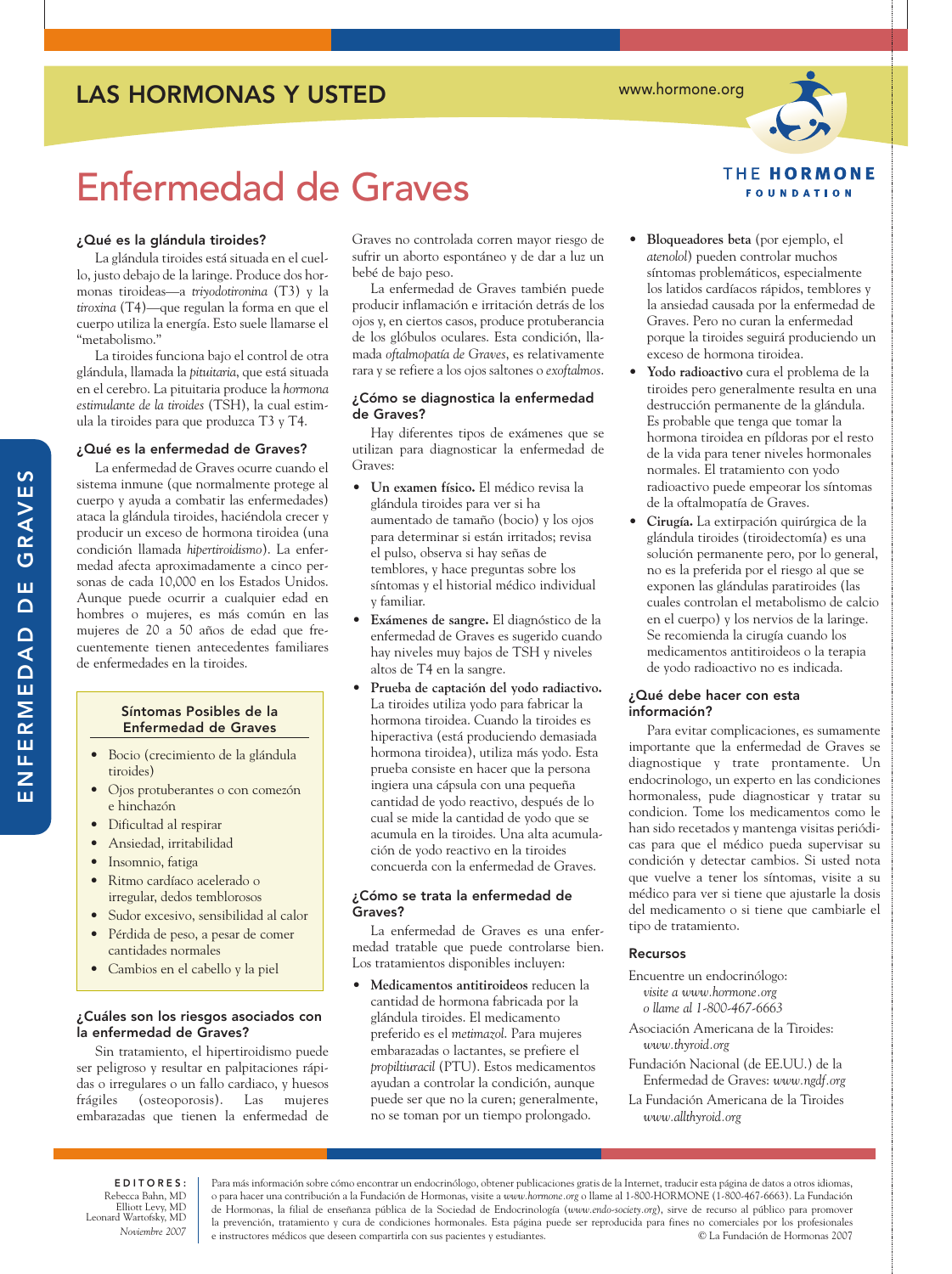# LAS HORMONAS Y USTED

www.hormone.org

THE HORMONE FOUNDATION

# Enfermedad de Graves

## ¿Qué es la glándula tiroides?

La glándula tiroides está situada en el cuello, justo debajo de la laringe. Produce dos hormonas tiroideas—a *triyodotironina* (T3) y la *tiroxina* (T4)—que regulan la forma en que el cuerpo utiliza la energía. Esto suele llamarse el "metabolismo."

La tiroides funciona bajo el control de otra glándula, llamada la *pituitaria*, que está situada en el cerebro. La pituitaria produce la *hormona estimulante de la tiroides* (TSH), la cual estimula la tiroides para que produzca T3 y T4.

## ¿Qué es la enfermedad de Graves?

La enfermedad de Graves ocurre cuando el sistema inmune (que normalmente protege al cuerpo y ayuda a combatir las enfermedades) ataca la glándula tiroides, haciéndola crecer y producir un exceso de hormona tiroidea (una condición llamada *hipertiroidismo*). La enfermedad afecta aproximadamente a cinco personas de cada 10,000 en los Estados Unidos. Aunque puede ocurrir a cualquier edad en hombres o mujeres, es más común en las mujeres de 20 a 50 años de edad que frecuentemente tienen antecedentes familiares de enfermedades en la tiroides.

### Síntomas Posibles de la Enfermedad de Graves

- Bocio (crecimiento de la glándula tiroides)
- Ojos protuberantes o con comezón e hinchazón
- Dificultad al respirar
- Ansiedad, irritabilidad
- Insomnio, fatiga
- Ritmo cardíaco acelerado o irregular, dedos temblorosos
- Sudor excesivo, sensibilidad al calor
- Pérdida de peso, a pesar de comer cantidades normales
- Cambios en el cabello y la piel

## ¿Cuáles son los riesgos asociados con la enfermedad de Graves?

Sin tratamiento, el hipertiroidismo puede ser peligroso y resultar en palpitaciones rápidas o irregulares o un fallo cardiaco, y huesos frágiles (osteoporosis). Las mujeres embarazadas que tienen la enfermedad de Graves no controlada corren mayor riesgo de sufrir un aborto espontáneo y de dar a luz un bebé de bajo peso.

La enfermedad de Graves también puede producir inflamación e irritación detrás de los ojos y, en ciertos casos, produce protuberancia de los glóbulos oculares. Esta condición, llamada *oftalmopatía de Graves*, es relativamente rara y se refiere a los ojos saltones o *exoftalmos*.

## ¿Cómo se diagnostica la enfermedad de Graves?

Hay diferentes tipos de exámenes que se utilizan para diagnosticar la enfermedad de Graves:

- **Un examen físico.** El médico revisa la glándula tiroides para ver si ha aumentado de tamaño (bocio) y los ojos para determinar si están irritados; revisa el pulso, observa si hay señas de temblores, y hace preguntas sobre los síntomas y el historial médico individual y familiar.
- **Exámenes de sangre.** El diagnóstico de la enfermedad de Graves es sugerido cuando hay niveles muy bajos de TSH y niveles altos de T4 en la sangre.
- **Prueba de captación del yodo radiactivo.** La tiroides utiliza yodo para fabricar la hormona tiroidea. Cuando la tiroides es hiperactiva (está produciendo demasiada hormona tiroidea), utiliza más yodo. Esta prueba consiste en hacer que la persona ingiera una cápsula con una pequeña cantidad de yodo reactivo, después de lo cual se mide la cantidad de yodo que se acumula en la tiroides. Una alta acumulación de yodo reactivo en la tiroides concuerda con la enfermedad de Graves.

## ¿Cómo se trata la enfermedad de Graves?

La enfermedad de Graves es una enfermedad tratable que puede controlarse bien. Los tratamientos disponibles incluyen:

- **Medicamentos antitiroideos** reducen la cantidad de hormona fabricada por la glándula tiroides. El medicamento preferido es el *metimazol*. Para mujeres embarazadas o lactantes, se prefiere el *propiltiuracil* (PTU). Estos medicamentos ayudan a controlar la condición, aunque puede ser que no la curen; generalmente, no se toman por un tiempo prolongado.
- **Bloqueadores beta** (por ejemplo, el *atenolol*) pueden controlar muchos síntomas problemáticos, especialmente los latidos cardíacos rápidos, temblores y la ansiedad causada por la enfermedad de Graves. Pero no curan la enfermedad porque la tiroides seguirá produciendo un exceso de hormona tiroidea.
- **Yodo radioactivo** cura el problema de la tiroides pero generalmente resulta en una destrucción permanente de la glándula. Es probable que tenga que tomar la hormona tiroidea en píldoras por el resto de la vida para tener niveles hormonales normales. El tratamiento con yodo radioactivo puede empeorar los síntomas de la oftalmopatía de Graves.
- **Cirugía.** La extirpación quirúrgica de la glándula tiroides (tiroidectomía) es una solución permanente pero, por lo general, no es la preferida por el riesgo al que se exponen las glándulas paratiroides (las cuales controlan el metabolismo de calcio en el cuerpo) y los nervios de la laringe. Se recomienda la cirugía cuando los medicamentos antitiroideos o la terapia de yodo radioactivo no es indicada.

## ¿Qué debe hacer con esta información?

Para evitar complicaciones, es sumamente importante que la enfermedad de Graves se diagnostique y trate prontamente. Un endocrinologo, un experto en las condiciones hormonaless, pude diagnosticar y tratar su condicion. Tome los medicamentos como le han sido recetados y mantenga visitas periódicas para que el médico pueda supervisar su condición y detectar cambios. Si usted nota que vuelve a tener los síntomas, visite a su médico para ver si tiene que ajustarle la dosis del medicamento o si tiene que cambiarle el tipo de tratamiento.

## Recursos

Encuentre un endocrinólogo:
*visite a www.hormone.org*
*o llame al 1-800-467-6663*

Asociación Americana de la Tiroides:
*www.thyroid.org*

Fundación Nacional (de EE.UU.) de la Enfermedad de Graves: *www.ngdf.org*

La Fundación Americana de la Tiroides
*www.allthyroid.org*

**EDITORES:**
Rebecca Bahn, MD
Elliott Levy, MD
Leonard Wartofsky, MD
*Noviembre 2007*

Para más información sobre cómo encontrar un endocrinólogo, obtener publicaciones gratis de la Internet, traducir esta página de datos a otros idiomas, o para hacer una contribución a la Fundación de Hormonas, visite a *www.hormone.org* o llame al 1-800-HORMONE (1-800-467-6663). La Fundación de Hormonas, la filial de enseñanza pública de la Sociedad de Endocrinología (*www.endo-society.org*), sirve de recurso al público para promover la prevención, tratamiento y cura de condiciones hormonales. Esta página puede ser reproducida para fines no comerciales por los profesionales e instructores médicos que deseen compartirla con sus pacientes y estudiantes. © La Fundación de Hormonas 2007